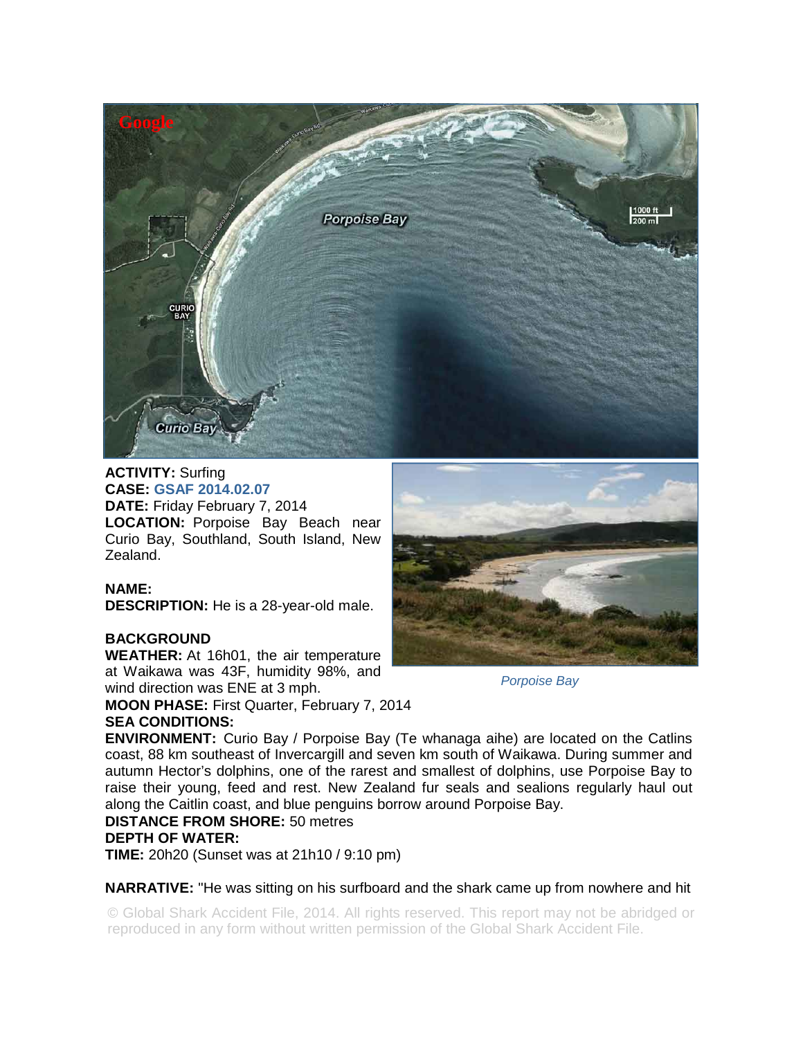**ACTIVITY:** Surfing
**CASE:** GSAF 2014.02.07
**DATE:** Friday February 7, 2014
**LOCATION:** Porpoise Bay Beach near Curio Bay, Southland, South Island, New Zealand.

**NAME:**
**DESCRIPTION:** He is a 28-year-old male.

**BACKGROUND**
**WEATHER:** At 16h01, the air temperature at Waikawa was 43F, humidity 98%, and wind direction was ENE at 3 mph.
**MOON PHASE:** First Quarter, February 7, 2014
**SEA CONDITIONS:**
**ENVIRONMENT:** Curio Bay / Porpoise Bay (Te whanaga aihe) are located on the Catlins coast, 88 km southeast of Invercargill and seven km south of Waikawa. During summer and autumn Hector's dolphins, one of the rarest and smallest of dolphins, use Porpoise Bay to raise their young, feed and rest. New Zealand fur seals and sealions regularly haul out along the Caitlin coast, and blue penguins borrow around Porpoise Bay.
**DISTANCE FROM SHORE:** 50 metres
**DEPTH OF WATER:**
**TIME:** 20h20 (Sunset was at 21h10 / 9:10 pm)

*Porpoise Bay*

**NARRATIVE:** "He was sitting on his surfboard and the shark came up from nowhere and hit

© Global Shark Accident File, 2014. All rights reserved. This report may not be abridged or reproduced in any form without written permission of the Global Shark Accident File.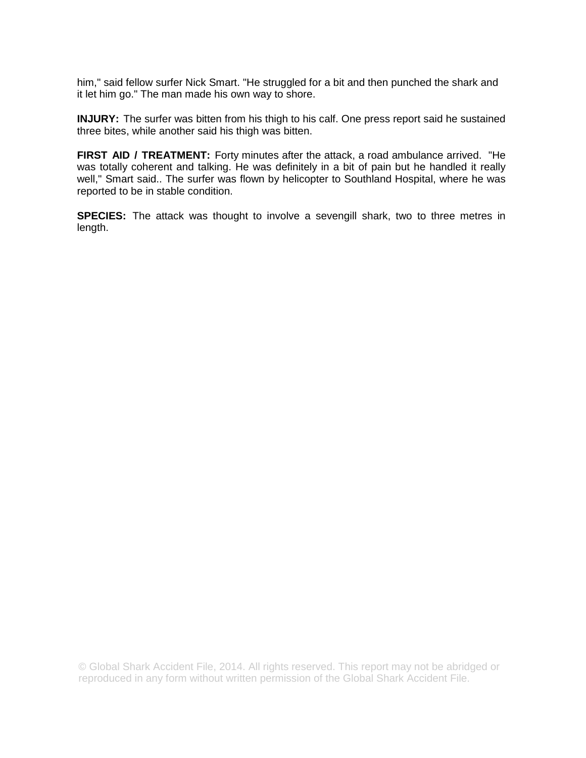him," said fellow surfer Nick Smart. "He struggled for a bit and then punched the shark and it let him go." The man made his own way to shore.

**INJURY:** The surfer was bitten from his thigh to his calf. One press report said he sustained three bites, while another said his thigh was bitten.

**FIRST AID / TREATMENT:** Forty minutes after the attack, a road ambulance arrived. "He was totally coherent and talking. He was definitely in a bit of pain but he handled it really well," Smart said.. The surfer was flown by helicopter to Southland Hospital, where he was reported to be in stable condition.

**SPECIES:** The attack was thought to involve a sevengill shark, two to three metres in length.

© Global Shark Accident File, 2014. All rights reserved. This report may not be abridged or reproduced in any form without written permission of the Global Shark Accident File.